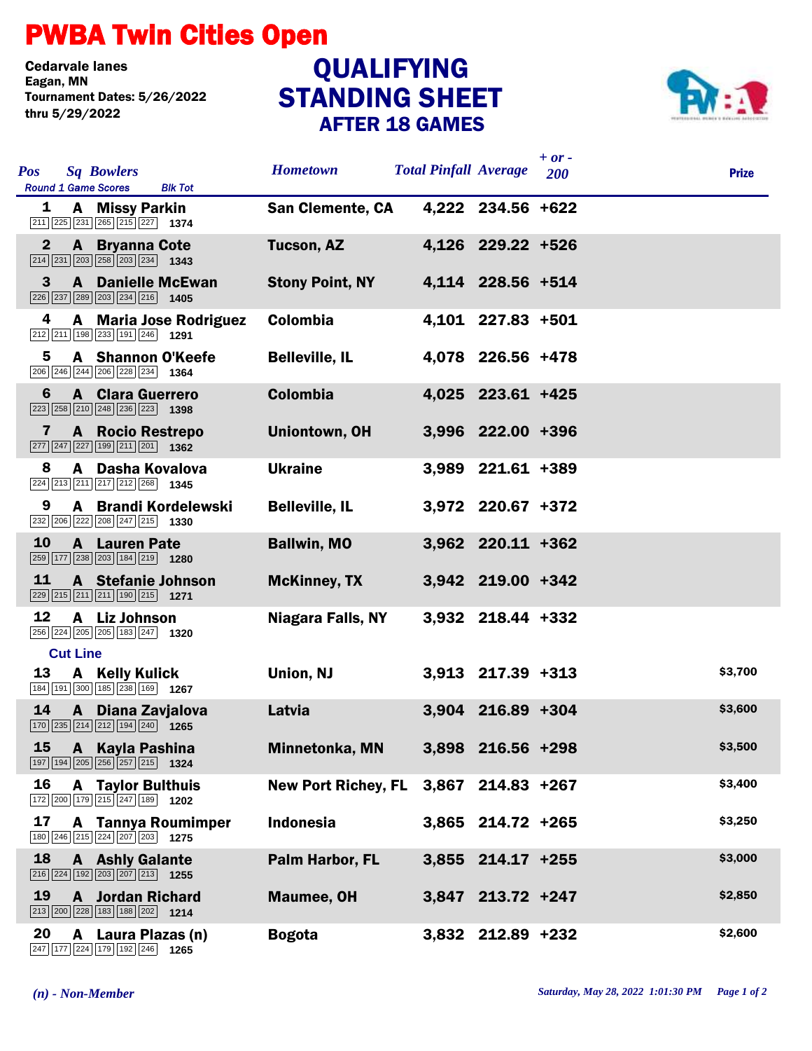# PWBA Twin Cities Open

Cedarvale lanes
Eagan, MN
Tournament Dates: 5/26/2022 thru 5/29/2022

## QUALIFYING STANDING SHEET
### AFTER 18 GAMES

| Pos | Sq | Bowlers | Round 1 Game Scores | Blk Tot | Hometown | Total Pinfall | Average | + or - 200 | Prize |
|---|---|---|---|---|---|---|---|---|---|
| 1 | A | Missy Parkin | 211 225 231 265 215 227 | 1374 | San Clemente, CA | 4,222 | 234.56 | +622 | |
| 2 | A | Bryanna Cote | 214 231 203 258 203 234 | 1343 | Tucson, AZ | 4,126 | 229.22 | +526 | |
| 3 | A | Danielle McEwan | 226 237 289 203 234 216 | 1405 | Stony Point, NY | 4,114 | 228.56 | +514 | |
| 4 | A | Maria Jose Rodriguez | 212 211 198 233 191 246 | 1291 | Colombia | 4,101 | 227.83 | +501 | |
| 5 | A | Shannon O'Keefe | 206 246 244 206 228 234 | 1364 | Belleville, IL | 4,078 | 226.56 | +478 | |
| 6 | A | Clara Guerrero | 223 258 210 248 236 223 | 1398 | Colombia | 4,025 | 223.61 | +425 | |
| 7 | A | Rocio Restrepo | 277 247 227 199 211 201 | 1362 | Uniontown, OH | 3,996 | 222.00 | +396 | |
| 8 | A | Dasha Kovalova | 224 213 211 217 212 268 | 1345 | Ukraine | 3,989 | 221.61 | +389 | |
| 9 | A | Brandi Kordelewski | 232 206 222 208 247 215 | 1330 | Belleville, IL | 3,972 | 220.67 | +372 | |
| 10 | A | Lauren Pate | 259 177 238 203 184 219 | 1280 | Ballwin, MO | 3,962 | 220.11 | +362 | |
| 11 | A | Stefanie Johnson | 229 215 211 211 190 215 | 1271 | McKinney, TX | 3,942 | 219.00 | +342 | |
| 12 | A | Liz Johnson | 256 224 205 205 183 247 | 1320 | Niagara Falls, NY | 3,932 | 218.44 | +332 | |
| **Cut Line** | | | | | | | | | |
| 13 | A | Kelly Kulick | 184 191 300 185 238 169 | 1267 | Union, NJ | 3,913 | 217.39 | +313 | $3,700 |
| 14 | A | Diana Zavjalova | 170 235 214 212 194 240 | 1265 | Latvia | 3,904 | 216.89 | +304 | $3,600 |
| 15 | A | Kayla Pashina | 197 194 205 256 257 215 | 1324 | Minnetonka, MN | 3,898 | 216.56 | +298 | $3,500 |
| 16 | A | Taylor Bulthuis | 172 200 179 215 247 189 | 1202 | New Port Richey, FL | 3,867 | 214.83 | +267 | $3,400 |
| 17 | A | Tannya Roumimper | 180 246 215 224 207 203 | 1275 | Indonesia | 3,865 | 214.72 | +265 | $3,250 |
| 18 | A | Ashly Galante | 216 224 192 203 207 213 | 1255 | Palm Harbor, FL | 3,855 | 214.17 | +255 | $3,000 |
| 19 | A | Jordan Richard | 213 200 228 183 188 202 | 1214 | Maumee, OH | 3,847 | 213.72 | +247 | $2,850 |
| 20 | A | Laura Plazas (n) | 247 177 224 179 192 246 | 1265 | Bogota | 3,832 | 212.89 | +232 | $2,600 |

*(n) - Non-Member*

*Saturday, May 28, 2022 1:01:30 PM*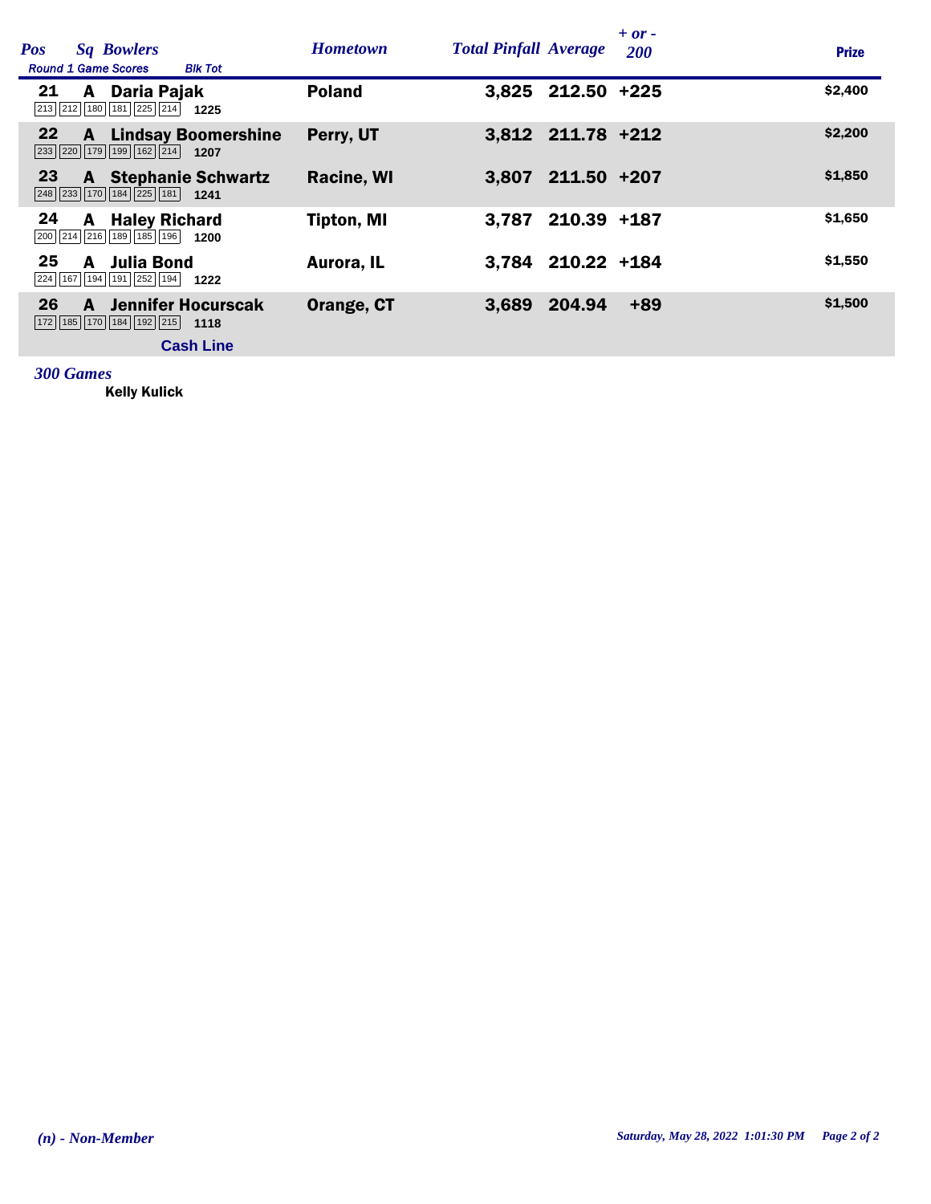| Pos | Sq | Bowlers | Round 1 Game Scores | Blk Tot | Hometown | Total Pinfall | Average | + or - 200 | Prize |
|---|---|---|---|---|---|---|---|---|---|
| 21 | A | Daria Pajak | 213 212 180 181 225 214 | 1225 | Poland | 3,825 | 212.50 | +225 | $2,400 |
| 22 | A | Lindsay Boomershine | 233 220 179 199 162 214 | 1207 | Perry, UT | 3,812 | 211.78 | +212 | $2,200 |
| 23 | A | Stephanie Schwartz | 248 233 170 184 225 181 | 1241 | Racine, WI | 3,807 | 211.50 | +207 | $1,850 |
| 24 | A | Haley Richard | 200 214 216 189 185 196 | 1200 | Tipton, MI | 3,787 | 210.39 | +187 | $1,650 |
| 25 | A | Julia Bond | 224 167 194 191 252 194 | 1222 | Aurora, IL | 3,784 | 210.22 | +184 | $1,550 |
| 26 | A | Jennifer Hocurscak | 172 185 170 184 192 215 | 1118 | Orange, CT | 3,689 | 204.94 | +89 | $1,500 |

**Cash Line**

*300 Games*

Kelly Kulick

*(n) - Non-Member*

*Saturday, May 28, 2022 1:01:30 PM*